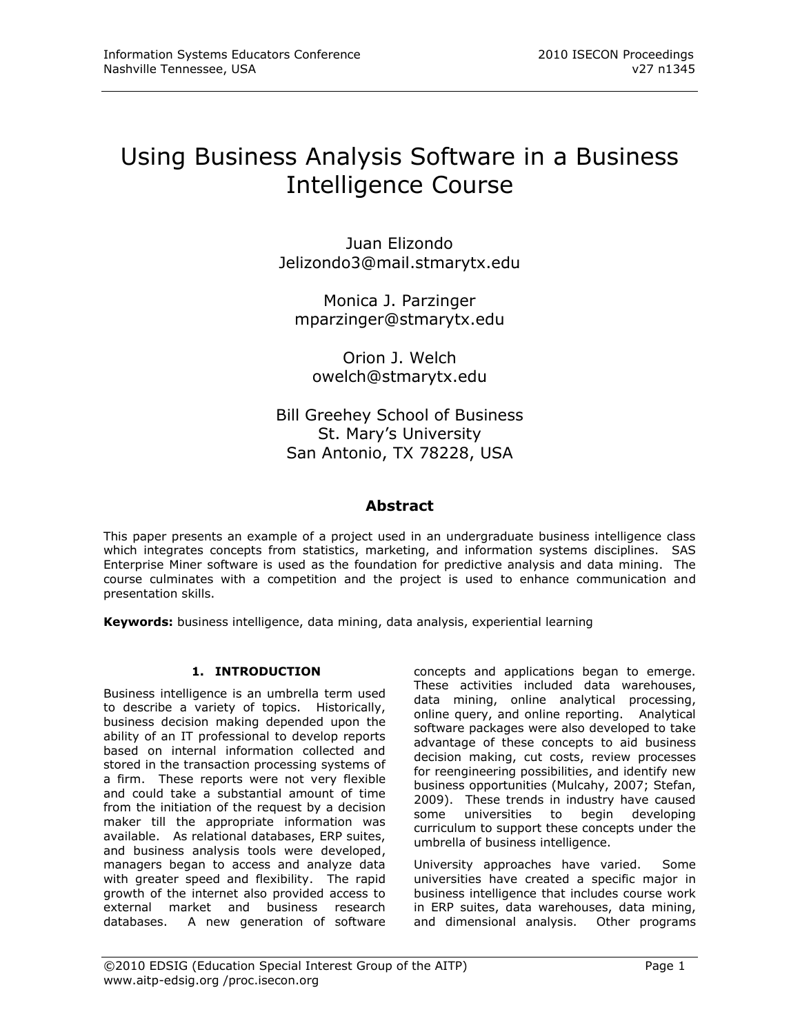# Using Business Analysis Software in a Business Intelligence Course

Juan Elizondo
Jelizondo3@mail.stmarytx.edu

Monica J. Parzinger
mparzinger@stmarytx.edu

Orion J. Welch
owelch@stmarytx.edu

Bill Greehey School of Business
St. Mary's University
San Antonio, TX 78228, USA

## Abstract

This paper presents an example of a project used in an undergraduate business intelligence class which integrates concepts from statistics, marketing, and information systems disciplines. SAS Enterprise Miner software is used as the foundation for predictive analysis and data mining. The course culminates with a competition and the project is used to enhance communication and presentation skills.

**Keywords:** business intelligence, data mining, data analysis, experiential learning

## 1. INTRODUCTION

Business intelligence is an umbrella term used to describe a variety of topics. Historically, business decision making depended upon the ability of an IT professional to develop reports based on internal information collected and stored in the transaction processing systems of a firm. These reports were not very flexible and could take a substantial amount of time from the initiation of the request by a decision maker till the appropriate information was available. As relational databases, ERP suites, and business analysis tools were developed, managers began to access and analyze data with greater speed and flexibility. The rapid growth of the internet also provided access to external market and business research databases. A new generation of software concepts and applications began to emerge. These activities included data warehouses, data mining, online analytical processing, online query, and online reporting. Analytical software packages were also developed to take advantage of these concepts to aid business decision making, cut costs, review processes for reengineering possibilities, and identify new business opportunities (Mulcahy, 2007; Stefan, 2009). These trends in industry have caused some universities to begin developing curriculum to support these concepts under the umbrella of business intelligence.

University approaches have varied. Some universities have created a specific major in business intelligence that includes course work in ERP suites, data warehouses, data mining, and dimensional analysis. Other programs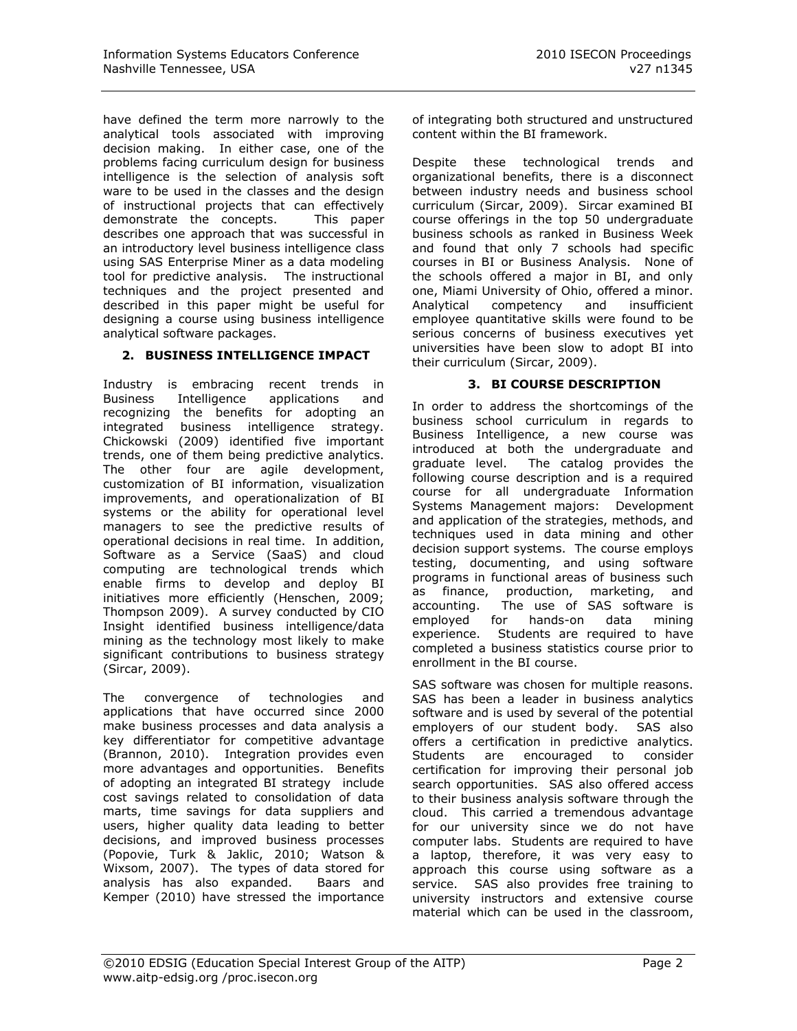have defined the term more narrowly to the analytical tools associated with improving decision making. In either case, one of the problems facing curriculum design for business intelligence is the selection of analysis soft ware to be used in the classes and the design of instructional projects that can effectively demonstrate the concepts. This paper describes one approach that was successful in an introductory level business intelligence class using SAS Enterprise Miner as a data modeling tool for predictive analysis. The instructional techniques and the project presented and described in this paper might be useful for designing a course using business intelligence analytical software packages.

## 2. BUSINESS INTELLIGENCE IMPACT

Industry is embracing recent trends in Business Intelligence applications and recognizing the benefits for adopting an integrated business intelligence strategy. Chickowski (2009) identified five important trends, one of them being predictive analytics. The other four are agile development, customization of BI information, visualization improvements, and operationalization of BI systems or the ability for operational level managers to see the predictive results of operational decisions in real time. In addition, Software as a Service (SaaS) and cloud computing are technological trends which enable firms to develop and deploy BI initiatives more efficiently (Henschen, 2009; Thompson 2009). A survey conducted by CIO Insight identified business intelligence/data mining as the technology most likely to make significant contributions to business strategy (Sircar, 2009).

The convergence of technologies and applications that have occurred since 2000 make business processes and data analysis a key differentiator for competitive advantage (Brannon, 2010). Integration provides even more advantages and opportunities. Benefits of adopting an integrated BI strategy include cost savings related to consolidation of data marts, time savings for data suppliers and users, higher quality data leading to better decisions, and improved business processes (Popovie, Turk & Jaklic, 2010; Watson & Wixsom, 2007). The types of data stored for analysis has also expanded. Baars and Kemper (2010) have stressed the importance of integrating both structured and unstructured content within the BI framework.

Despite these technological trends and organizational benefits, there is a disconnect between industry needs and business school curriculum (Sircar, 2009). Sircar examined BI course offerings in the top 50 undergraduate business schools as ranked in Business Week and found that only 7 schools had specific courses in BI or Business Analysis. None of the schools offered a major in BI, and only one, Miami University of Ohio, offered a minor. Analytical competency and insufficient employee quantitative skills were found to be serious concerns of business executives yet universities have been slow to adopt BI into their curriculum (Sircar, 2009).

## 3. BI COURSE DESCRIPTION

In order to address the shortcomings of the business school curriculum in regards to Business Intelligence, a new course was introduced at both the undergraduate and graduate level. The catalog provides the following course description and is a required course for all undergraduate Information Systems Management majors: Development and application of the strategies, methods, and techniques used in data mining and other decision support systems. The course employs testing, documenting, and using software programs in functional areas of business such as finance, production, marketing, and accounting. The use of SAS software is employed for hands-on data mining experience. Students are required to have completed a business statistics course prior to enrollment in the BI course.

SAS software was chosen for multiple reasons. SAS has been a leader in business analytics software and is used by several of the potential employers of our student body. SAS also offers a certification in predictive analytics. Students are encouraged to consider certification for improving their personal job search opportunities. SAS also offered access to their business analysis software through the cloud. This carried a tremendous advantage for our university since we do not have computer labs. Students are required to have a laptop, therefore, it was very easy to approach this course using software as a service. SAS also provides free training to university instructors and extensive course material which can be used in the classroom,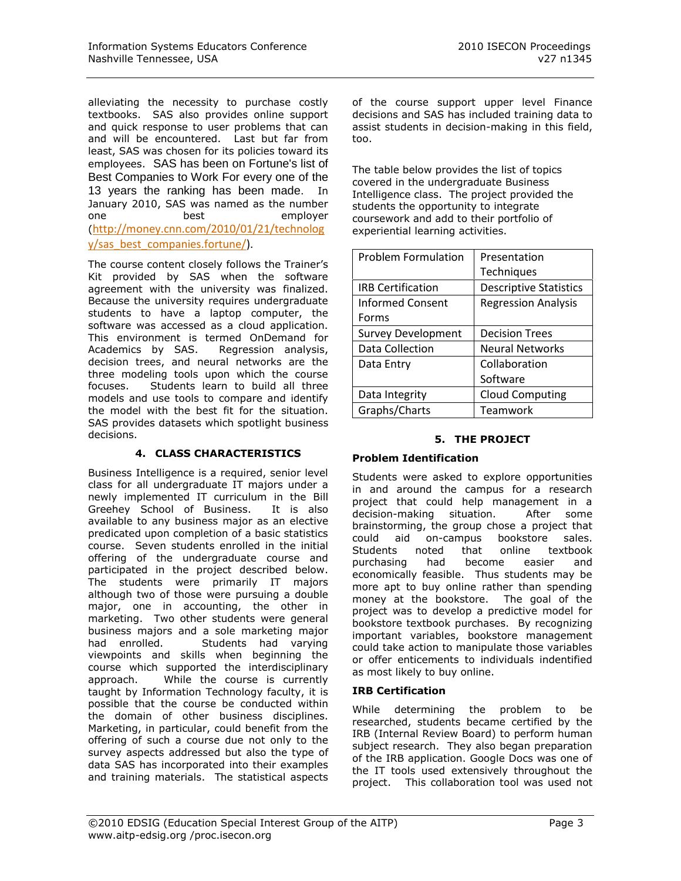alleviating the necessity to purchase costly textbooks. SAS also provides online support and quick response to user problems that can and will be encountered. Last but far from least, SAS was chosen for its policies toward its employees. SAS has been on Fortune's list of Best Companies to Work For every one of the 13 years the ranking has been made. In January 2010, SAS was named as the number one best employer (http://money.cnn.com/2010/01/21/technology/sas_best_companies.fortune/).

The course content closely follows the Trainer's Kit provided by SAS when the software agreement with the university was finalized. Because the university requires undergraduate students to have a laptop computer, the software was accessed as a cloud application. This environment is termed OnDemand for Academics by SAS. Regression analysis, decision trees, and neural networks are the three modeling tools upon which the course focuses. Students learn to build all three models and use tools to compare and identify the model with the best fit for the situation. SAS provides datasets which spotlight business decisions.

## 4. CLASS CHARACTERISTICS

Business Intelligence is a required, senior level class for all undergraduate IT majors under a newly implemented IT curriculum in the Bill Greehey School of Business. It is also available to any business major as an elective predicated upon completion of a basic statistics course. Seven students enrolled in the initial offering of the undergraduate course and participated in the project described below. The students were primarily IT majors although two of those were pursuing a double major, one in accounting, the other in marketing. Two other students were general business majors and a sole marketing major had enrolled. Students had varying viewpoints and skills when beginning the course which supported the interdisciplinary approach. While the course is currently taught by Information Technology faculty, it is possible that the course be conducted within the domain of other business disciplines. Marketing, in particular, could benefit from the offering of such a course due not only to the survey aspects addressed but also the type of data SAS has incorporated into their examples and training materials. The statistical aspects of the course support upper level Finance decisions and SAS has included training data to assist students in decision-making in this field, too.

The table below provides the list of topics covered in the undergraduate Business Intelligence class. The project provided the students the opportunity to integrate coursework and add to their portfolio of experiential learning activities.

| | |
|---|---|
| Problem Formulation | Presentation Techniques |
| IRB Certification | Descriptive Statistics |
| Informed Consent Forms | Regression Analysis |
| Survey Development | Decision Trees |
| Data Collection | Neural Networks |
| Data Entry | Collaboration Software |
| Data Integrity | Cloud Computing |
| Graphs/Charts | Teamwork |

## 5. THE PROJECT

### Problem Identification

Students were asked to explore opportunities in and around the campus for a research project that could help management in a decision-making situation. After some brainstorming, the group chose a project that could aid on-campus bookstore sales. Students noted that online textbook purchasing had become easier and economically feasible. Thus students may be more apt to buy online rather than spending money at the bookstore. The goal of the project was to develop a predictive model for bookstore textbook purchases. By recognizing important variables, bookstore management could take action to manipulate those variables or offer enticements to individuals indentified as most likely to buy online.

### IRB Certification

While determining the problem to be researched, students became certified by the IRB (Internal Review Board) to perform human subject research. They also began preparation of the IRB application. Google Docs was one of the IT tools used extensively throughout the project. This collaboration tool was used not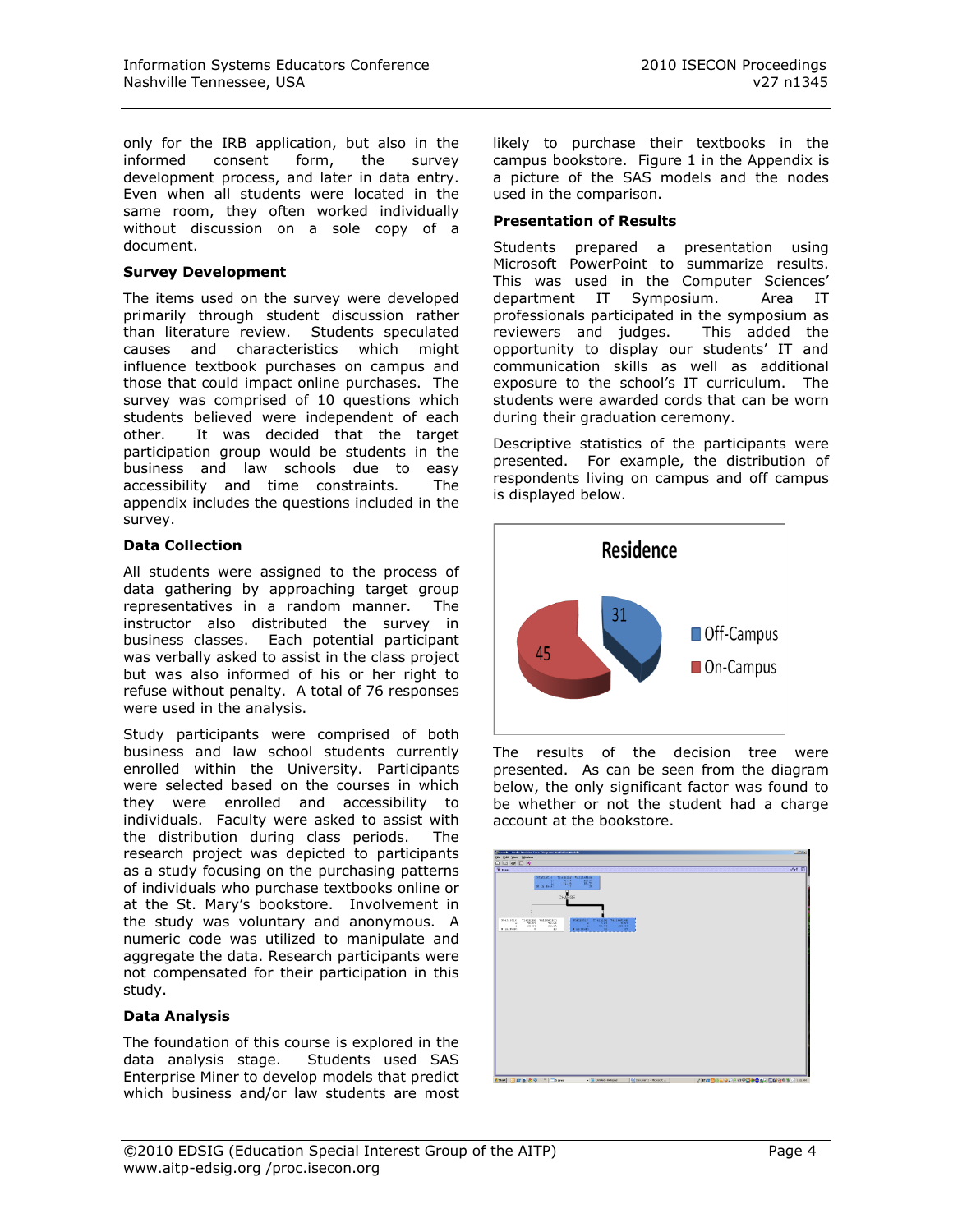only for the IRB application, but also in the informed consent form, the survey development process, and later in data entry. Even when all students were located in the same room, they often worked individually without discussion on a sole copy of a document.

### Survey Development

The items used on the survey were developed primarily through student discussion rather than literature review. Students speculated causes and characteristics which might influence textbook purchases on campus and those that could impact online purchases. The survey was comprised of 10 questions which students believed were independent of each other. It was decided that the target participation group would be students in the business and law schools due to easy accessibility and time constraints. The appendix includes the questions included in the survey.

### Data Collection

All students were assigned to the process of data gathering by approaching target group representatives in a random manner. The instructor also distributed the survey in business classes. Each potential participant was verbally asked to assist in the class project but was also informed of his or her right to refuse without penalty. A total of 76 responses were used in the analysis.

Study participants were comprised of both business and law school students currently enrolled within the University. Participants were selected based on the courses in which they were enrolled and accessibility to individuals. Faculty were asked to assist with the distribution during class periods. The research project was depicted to participants as a study focusing on the purchasing patterns of individuals who purchase textbooks online or at the St. Mary's bookstore. Involvement in the study was voluntary and anonymous. A numeric code was utilized to manipulate and aggregate the data. Research participants were not compensated for their participation in this study.

### Data Analysis

The foundation of this course is explored in the data analysis stage. Students used SAS Enterprise Miner to develop models that predict which business and/or law students are most likely to purchase their textbooks in the campus bookstore. Figure 1 in the Appendix is a picture of the SAS models and the nodes used in the comparison.

### Presentation of Results

Students prepared a presentation using Microsoft PowerPoint to summarize results. This was used in the Computer Sciences' department IT Symposium. Area IT professionals participated in the symposium as reviewers and judges. This added the opportunity to display our students' IT and communication skills as well as additional exposure to the school's IT curriculum. The students were awarded cords that can be worn during their graduation ceremony.

Descriptive statistics of the participants were presented. For example, the distribution of respondents living on campus and off campus is displayed below.

The results of the decision tree were presented. As can be seen from the diagram below, the only significant factor was found to be whether or not the student had a charge account at the bookstore.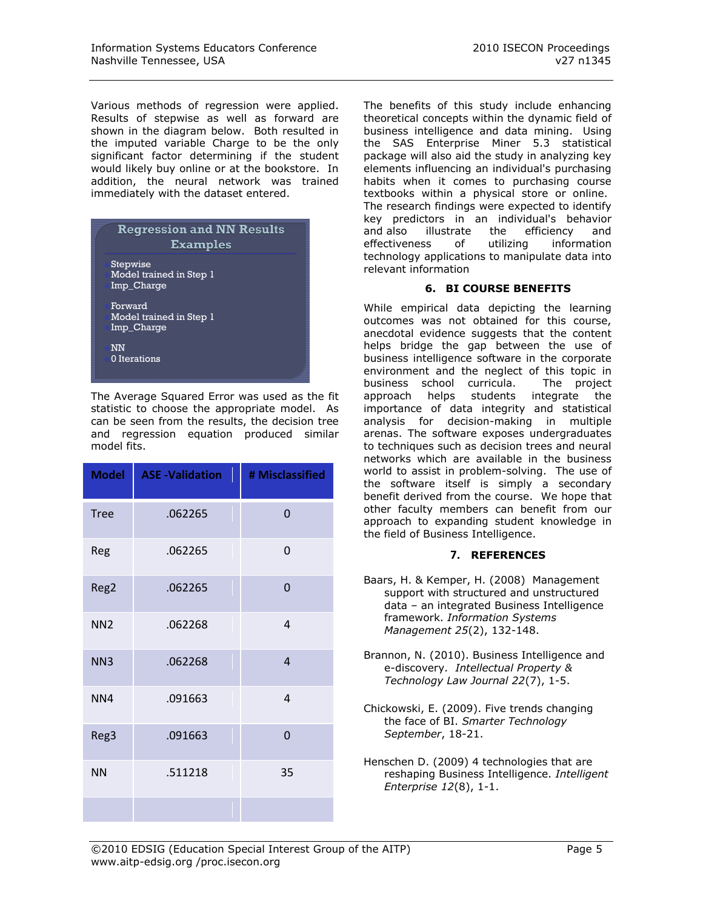Various methods of regression were applied. Results of stepwise as well as forward are shown in the diagram below. Both resulted in the imputed variable Charge to be the only significant factor determining if the student would likely buy online or at the bookstore. In addition, the neural network was trained immediately with the dataset entered.

**Regression and NN Results Examples**

- Stepwise
- Model trained in Step 1
- Imp_Charge

- Forward
- Model trained in Step 1
- Imp_Charge

- NN
- 0 Iterations

The Average Squared Error was used as the fit statistic to choose the appropriate model. As can be seen from the results, the decision tree and regression equation produced similar model fits.

| Model | ASE -Validation | # Misclassified |
|---|---|---|
| Tree | .062265 | 0 |
| Reg | .062265 | 0 |
| Reg2 | .062265 | 0 |
| NN2 | .062268 | 4 |
| NN3 | .062268 | 4 |
| NN4 | .091663 | 4 |
| Reg3 | .091663 | 0 |
| NN | .511218 | 35 |
| | | |

The benefits of this study include enhancing theoretical concepts within the dynamic field of business intelligence and data mining. Using the SAS Enterprise Miner 5.3 statistical package will also aid the study in analyzing key elements influencing an individual's purchasing habits when it comes to purchasing course textbooks within a physical store or online. The research findings were expected to identify key predictors in an individual's behavior and also illustrate the efficiency and effectiveness of utilizing information technology applications to manipulate data into relevant information

## 6. BI COURSE BENEFITS

While empirical data depicting the learning outcomes was not obtained for this course, anecdotal evidence suggests that the content helps bridge the gap between the use of business intelligence software in the corporate environment and the neglect of this topic in business school curricula. The project approach helps students integrate the importance of data integrity and statistical analysis for decision-making in multiple arenas. The software exposes undergraduates to techniques such as decision trees and neural networks which are available in the business world to assist in problem-solving. The use of the software itself is simply a secondary benefit derived from the course. We hope that other faculty members can benefit from our approach to expanding student knowledge in the field of Business Intelligence.

## 7. REFERENCES

Baars, H. & Kemper, H. (2008) Management support with structured and unstructured data – an integrated Business Intelligence framework. *Information Systems Management 25*(2), 132-148.

Brannon, N. (2010). Business Intelligence and e-discovery. *Intellectual Property & Technology Law Journal 22*(7), 1-5.

Chickowski, E. (2009). Five trends changing the face of BI. *Smarter Technology September*, 18-21.

Henschen D. (2009) 4 technologies that are reshaping Business Intelligence. *Intelligent Enterprise 12*(8), 1-1.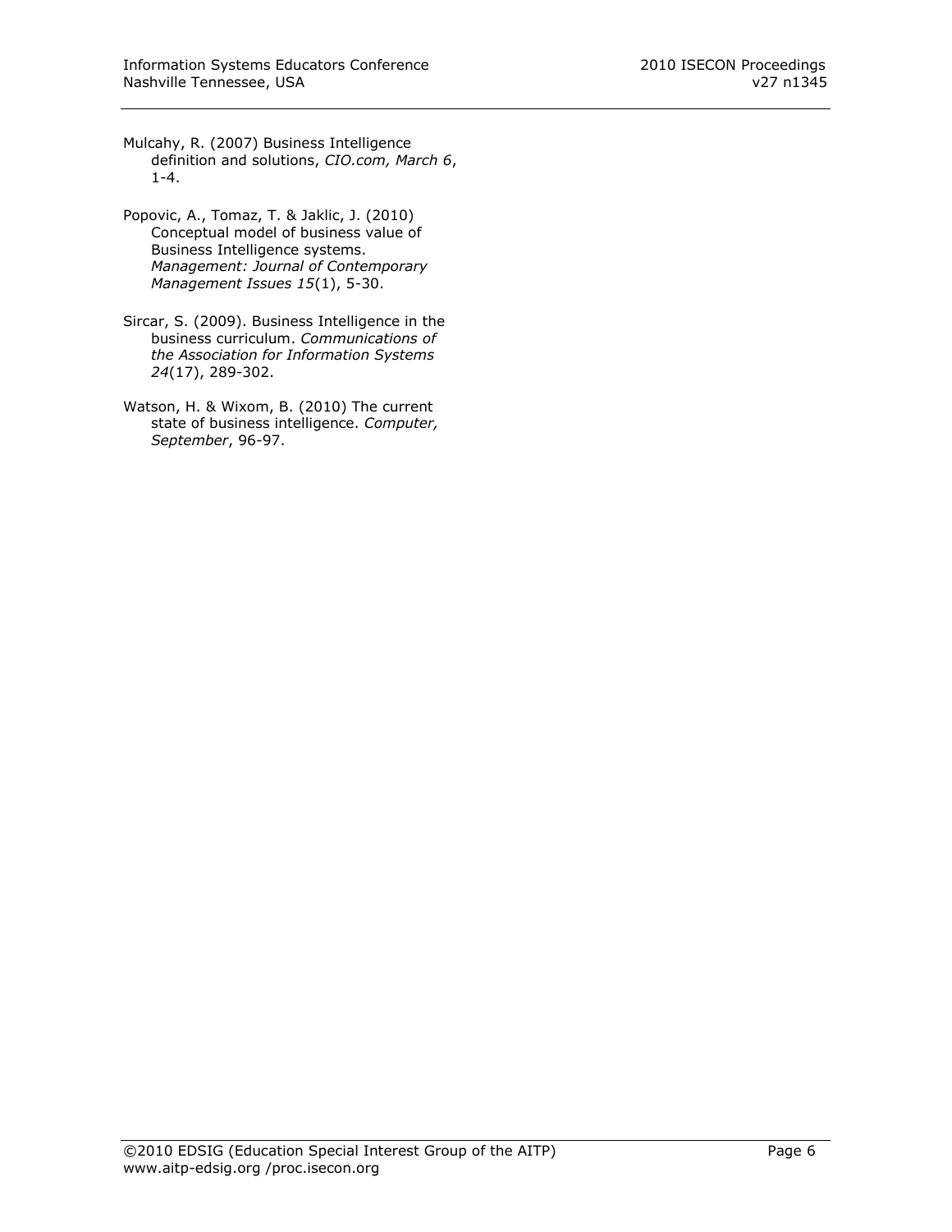Mulcahy, R. (2007) Business Intelligence definition and solutions, *CIO.com, March 6*, 1-4.

Popovic, A., Tomaz, T. & Jaklic, J. (2010) Conceptual model of business value of Business Intelligence systems. *Management: Journal of Contemporary Management Issues 15*(1), 5-30.

Sircar, S. (2009). Business Intelligence in the business curriculum. *Communications of the Association for Information Systems 24*(17), 289-302.

Watson, H. & Wixom, B. (2010) The current state of business intelligence. *Computer, September*, 96-97.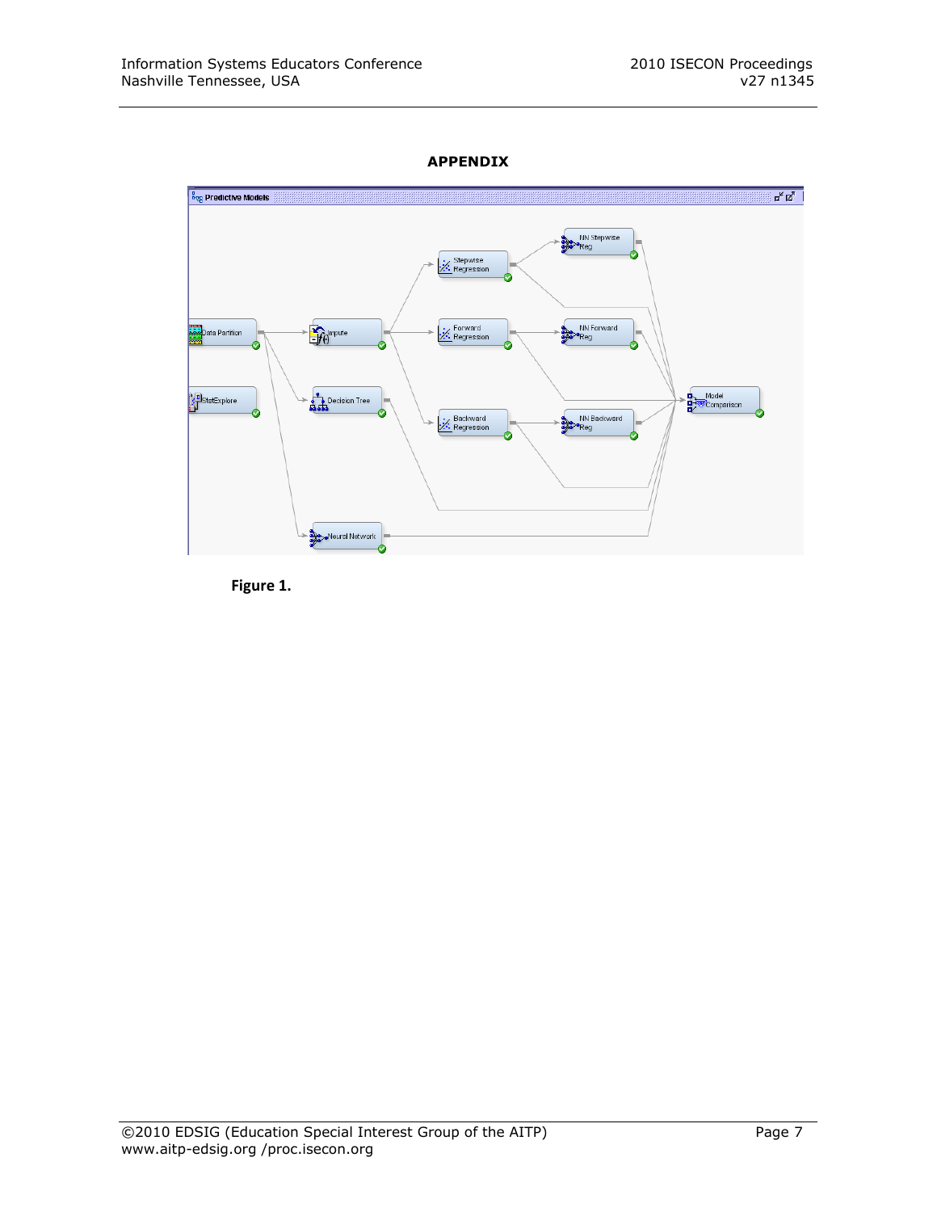## APPENDIX

Figure 1.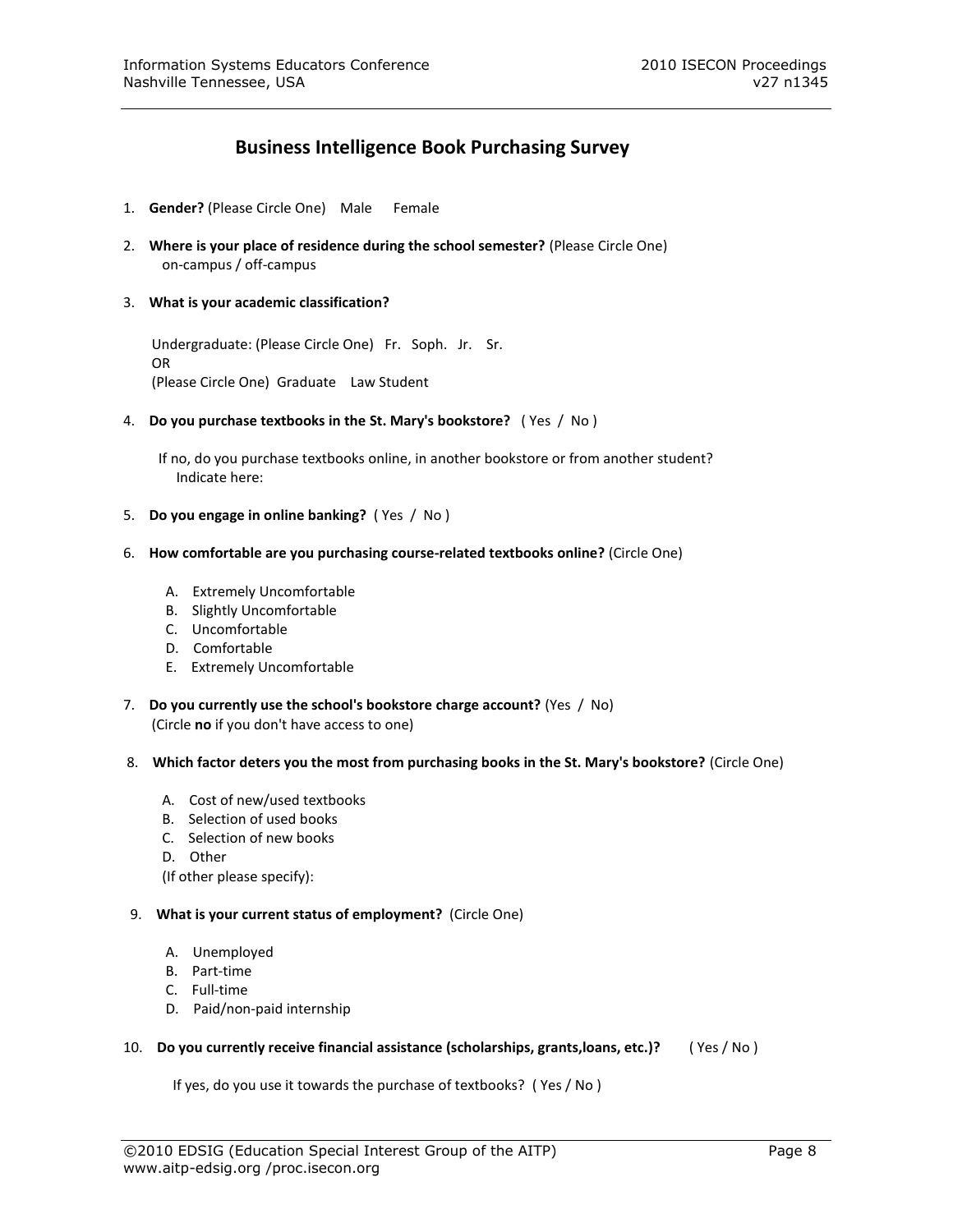## Business Intelligence Book Purchasing Survey

1. **Gender?** (Please Circle One) Male Female

2. **Where is your place of residence during the school semester?** (Please Circle One)
   on-campus / off-campus

3. **What is your academic classification?**

   Undergraduate: (Please Circle One) Fr. Soph. Jr. Sr.
   OR
   (Please Circle One) Graduate Law Student

4. **Do you purchase textbooks in the St. Mary's bookstore?** ( Yes / No )

   If no, do you purchase textbooks online, in another bookstore or from another student?
   Indicate here:

5. **Do you engage in online banking?** ( Yes / No )

6. **How comfortable are you purchasing course-related textbooks online?** (Circle One)

   A. Extremely Uncomfortable
   B. Slightly Uncomfortable
   C. Uncomfortable
   D. Comfortable
   E. Extremely Uncomfortable

7. **Do you currently use the school's bookstore charge account?** (Yes / No)
   (Circle **no** if you don't have access to one)

8. **Which factor deters you the most from purchasing books in the St. Mary's bookstore?** (Circle One)

   A. Cost of new/used textbooks
   B. Selection of used books
   C. Selection of new books
   D. Other
   (If other please specify):

9. **What is your current status of employment?** (Circle One)

   A. Unemployed
   B. Part-time
   C. Full-time
   D. Paid/non-paid internship

10. **Do you currently receive financial assistance (scholarships, grants,loans, etc.)?** ( Yes / No )

    If yes, do you use it towards the purchase of textbooks? ( Yes / No )